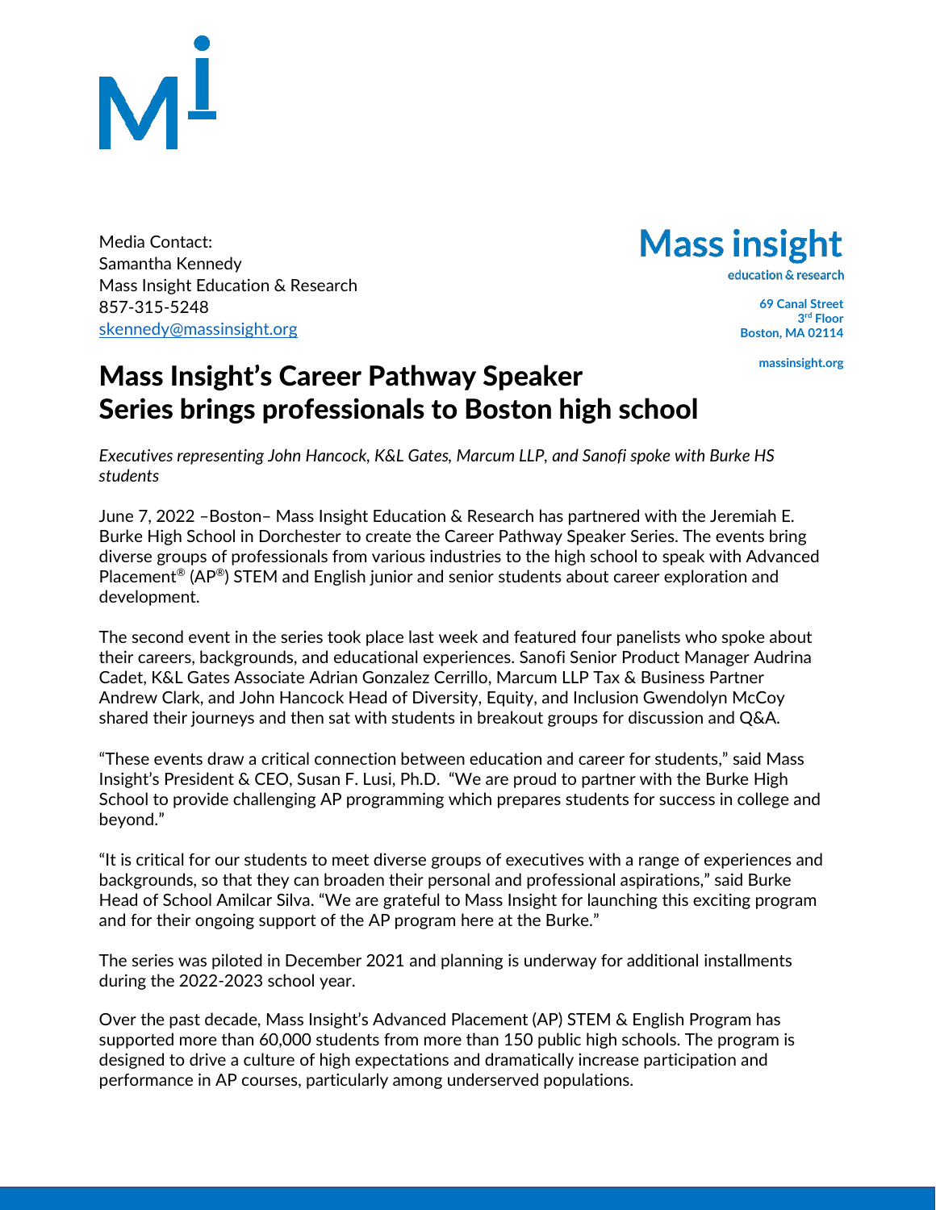Media Contact:
Samantha Kennedy
Mass Insight Education & Research
857-315-5248
skennedy@massinsight.org

**Mass insight**
education & research

**69 Canal Street**
**3rd Floor**
**Boston, MA 02114**

**massinsight.org**

# Mass Insight's Career Pathway Speaker Series brings professionals to Boston high school

*Executives representing John Hancock, K&L Gates, Marcum LLP, and Sanofi spoke with Burke HS students*

June 7, 2022 –Boston– Mass Insight Education & Research has partnered with the Jeremiah E. Burke High School in Dorchester to create the Career Pathway Speaker Series. The events bring diverse groups of professionals from various industries to the high school to speak with Advanced Placement® (AP®) STEM and English junior and senior students about career exploration and development.

The second event in the series took place last week and featured four panelists who spoke about their careers, backgrounds, and educational experiences. Sanofi Senior Product Manager Audrina Cadet, K&L Gates Associate Adrian Gonzalez Cerrillo, Marcum LLP Tax & Business Partner Andrew Clark, and John Hancock Head of Diversity, Equity, and Inclusion Gwendolyn McCoy shared their journeys and then sat with students in breakout groups for discussion and Q&A.

"These events draw a critical connection between education and career for students," said Mass Insight's President & CEO, Susan F. Lusi, Ph.D. "We are proud to partner with the Burke High School to provide challenging AP programming which prepares students for success in college and beyond."

"It is critical for our students to meet diverse groups of executives with a range of experiences and backgrounds, so that they can broaden their personal and professional aspirations," said Burke Head of School Amilcar Silva. "We are grateful to Mass Insight for launching this exciting program and for their ongoing support of the AP program here at the Burke."

The series was piloted in December 2021 and planning is underway for additional installments during the 2022-2023 school year.

Over the past decade, Mass Insight's Advanced Placement (AP) STEM & English Program has supported more than 60,000 students from more than 150 public high schools. The program is designed to drive a culture of high expectations and dramatically increase participation and performance in AP courses, particularly among underserved populations.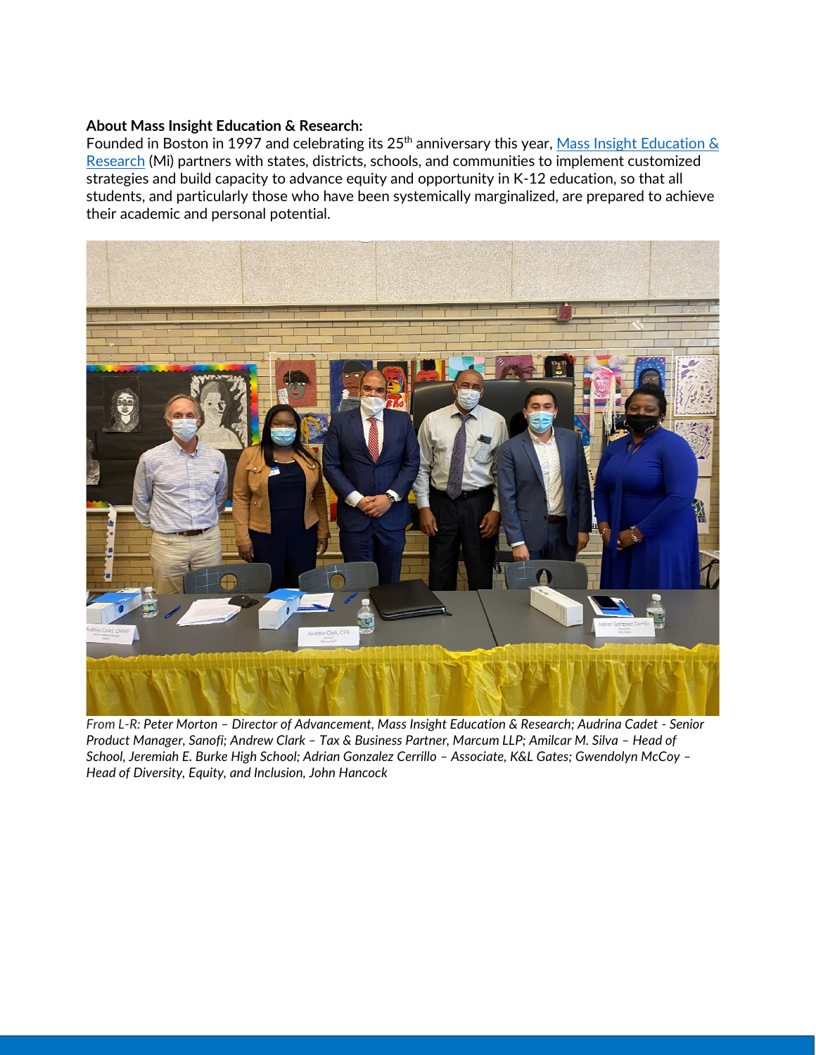**About Mass Insight Education & Research:**

Founded in Boston in 1997 and celebrating its 25th anniversary this year, Mass Insight Education & Research (Mi) partners with states, districts, schools, and communities to implement customized strategies and build capacity to advance equity and opportunity in K-12 education, so that all students, and particularly those who have been systemically marginalized, are prepared to achieve their academic and personal potential.

*From L-R: Peter Morton – Director of Advancement, Mass Insight Education & Research; Audrina Cadet - Senior Product Manager, Sanofi; Andrew Clark – Tax & Business Partner, Marcum LLP; Amilcar M. Silva – Head of School, Jeremiah E. Burke High School; Adrian Gonzalez Cerrillo – Associate, K&L Gates; Gwendolyn McCoy – Head of Diversity, Equity, and Inclusion, John Hancock*